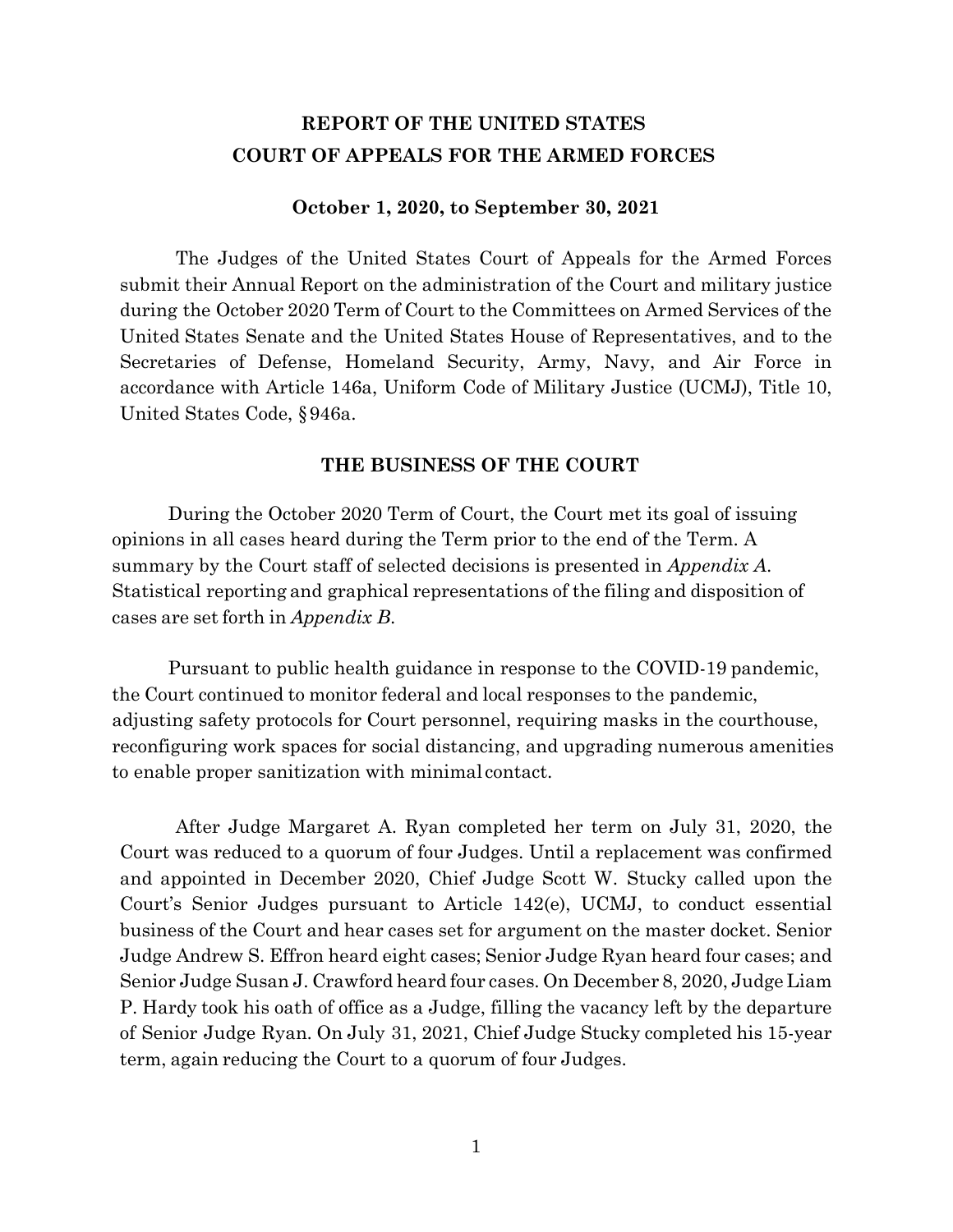# REPORT OF THE UNITED STATES COURT OF APPEALS FOR THE ARMED FORCES

**October 1, 2020, to September 30, 2021**

The Judges of the United States Court of Appeals for the Armed Forces submit their Annual Report on the administration of the Court and military justice during the October 2020 Term of Court to the Committees on Armed Services of the United States Senate and the United States House of Representatives, and to the Secretaries of Defense, Homeland Security, Army, Navy, and Air Force in accordance with Article 146a, Uniform Code of Military Justice (UCMJ), Title 10, United States Code, § 946a.

## THE BUSINESS OF THE COURT

During the October 2020 Term of Court, the Court met its goal of issuing opinions in all cases heard during the Term prior to the end of the Term. A summary by the Court staff of selected decisions is presented in *Appendix A*. Statistical reporting and graphical representations of the filing and disposition of cases are set forth in *Appendix B*.

Pursuant to public health guidance in response to the COVID-19 pandemic, the Court continued to monitor federal and local responses to the pandemic, adjusting safety protocols for Court personnel, requiring masks in the courthouse, reconfiguring work spaces for social distancing, and upgrading numerous amenities to enable proper sanitization with minimal contact.

After Judge Margaret A. Ryan completed her term on July 31, 2020, the Court was reduced to a quorum of four Judges. Until a replacement was confirmed and appointed in December 2020, Chief Judge Scott W. Stucky called upon the Court's Senior Judges pursuant to Article 142(e), UCMJ, to conduct essential business of the Court and hear cases set for argument on the master docket. Senior Judge Andrew S. Effron heard eight cases; Senior Judge Ryan heard four cases; and Senior Judge Susan J. Crawford heard four cases. On December 8, 2020, Judge Liam P. Hardy took his oath of office as a Judge, filling the vacancy left by the departure of Senior Judge Ryan. On July 31, 2021, Chief Judge Stucky completed his 15-year term, again reducing the Court to a quorum of four Judges.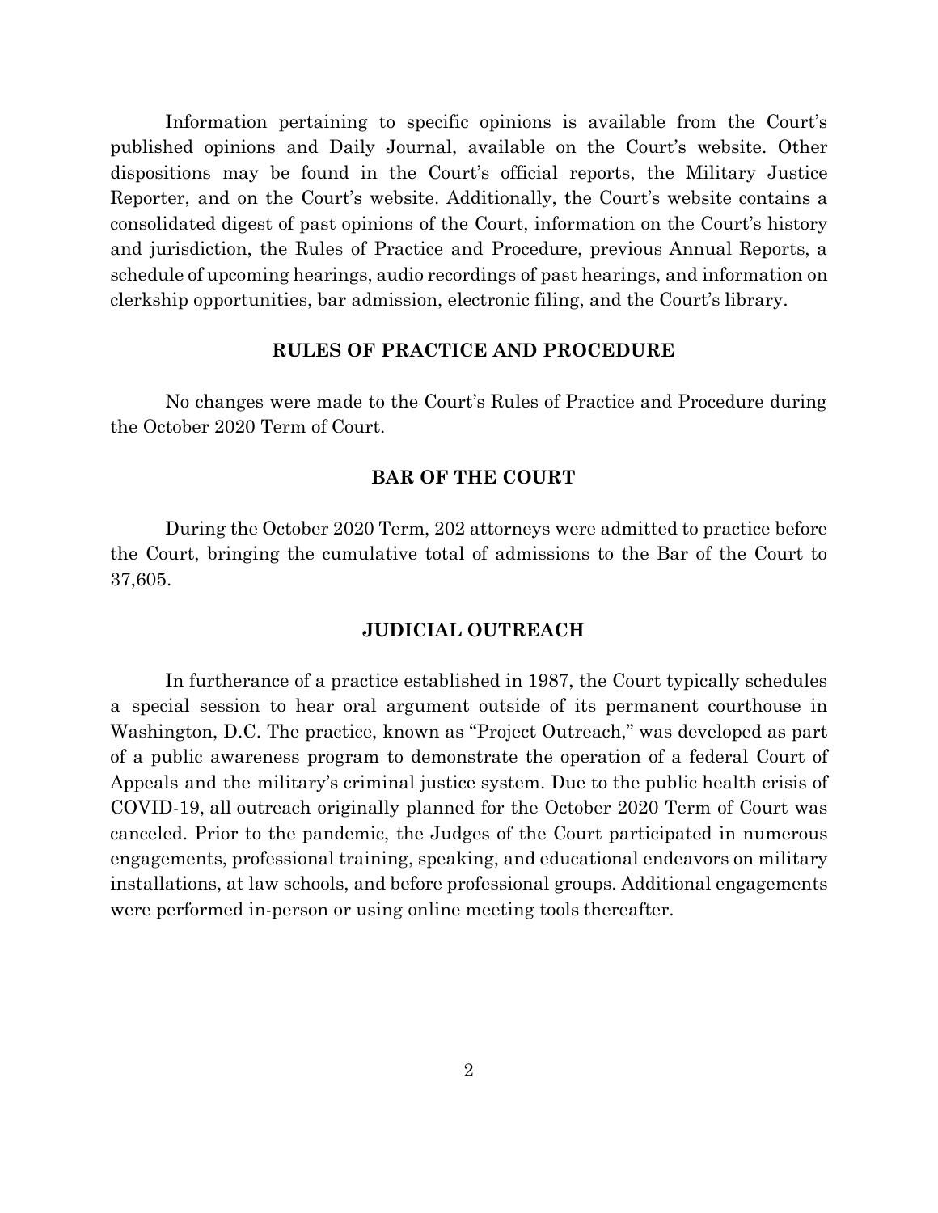Information pertaining to specific opinions is available from the Court's published opinions and Daily Journal, available on the Court's website. Other dispositions may be found in the Court's official reports, the Military Justice Reporter, and on the Court's website. Additionally, the Court's website contains a consolidated digest of past opinions of the Court, information on the Court's history and jurisdiction, the Rules of Practice and Procedure, previous Annual Reports, a schedule of upcoming hearings, audio recordings of past hearings, and information on clerkship opportunities, bar admission, electronic filing, and the Court's library.

## RULES OF PRACTICE AND PROCEDURE

No changes were made to the Court's Rules of Practice and Procedure during the October 2020 Term of Court.

## BAR OF THE COURT

During the October 2020 Term, 202 attorneys were admitted to practice before the Court, bringing the cumulative total of admissions to the Bar of the Court to 37,605.

## JUDICIAL OUTREACH

In furtherance of a practice established in 1987, the Court typically schedules a special session to hear oral argument outside of its permanent courthouse in Washington, D.C. The practice, known as "Project Outreach," was developed as part of a public awareness program to demonstrate the operation of a federal Court of Appeals and the military's criminal justice system. Due to the public health crisis of COVID-19, all outreach originally planned for the October 2020 Term of Court was canceled. Prior to the pandemic, the Judges of the Court participated in numerous engagements, professional training, speaking, and educational endeavors on military installations, at law schools, and before professional groups. Additional engagements were performed in-person or using online meeting tools thereafter.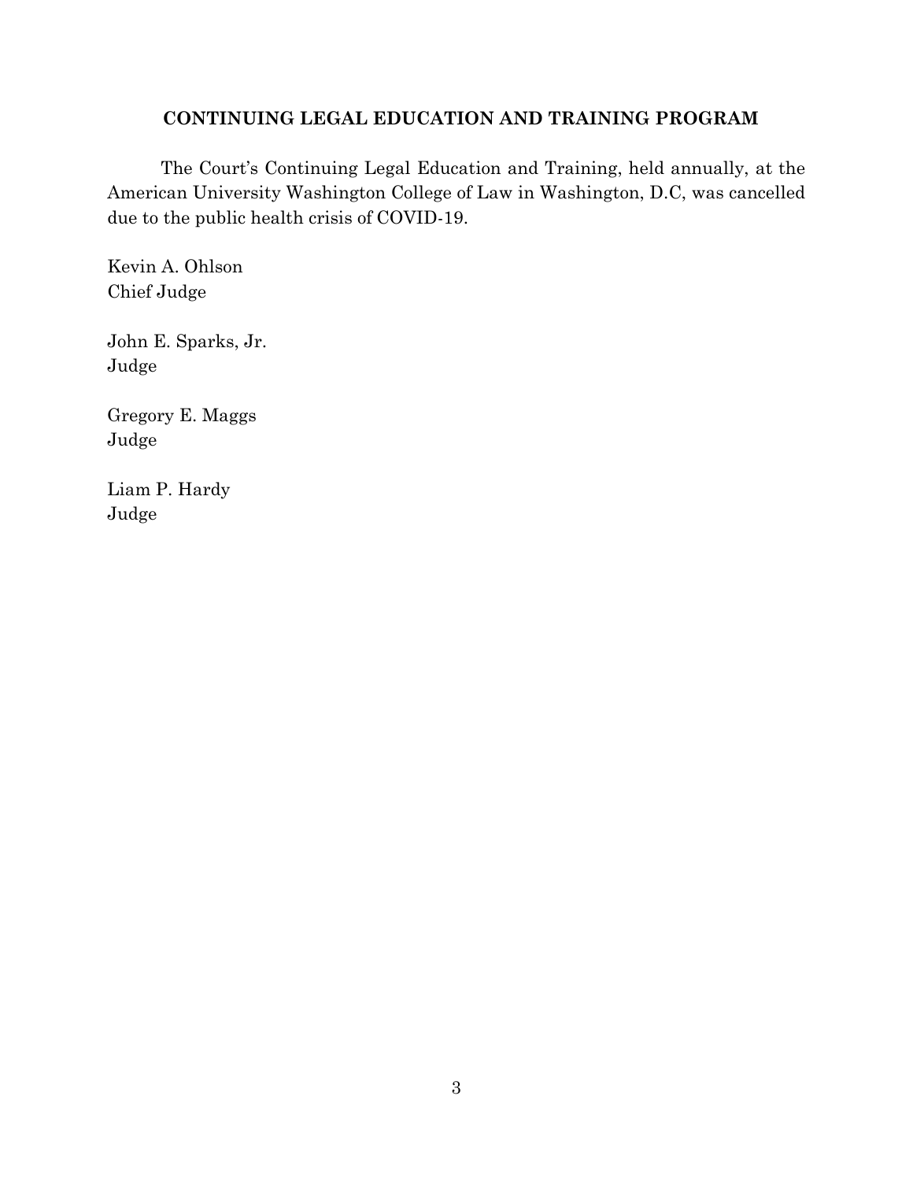## CONTINUING LEGAL EDUCATION AND TRAINING PROGRAM

The Court's Continuing Legal Education and Training, held annually, at the American University Washington College of Law in Washington, D.C, was cancelled due to the public health crisis of COVID-19.

Kevin A. Ohlson  
Chief Judge

John E. Sparks, Jr.  
Judge

Gregory E. Maggs  
Judge

Liam P. Hardy  
Judge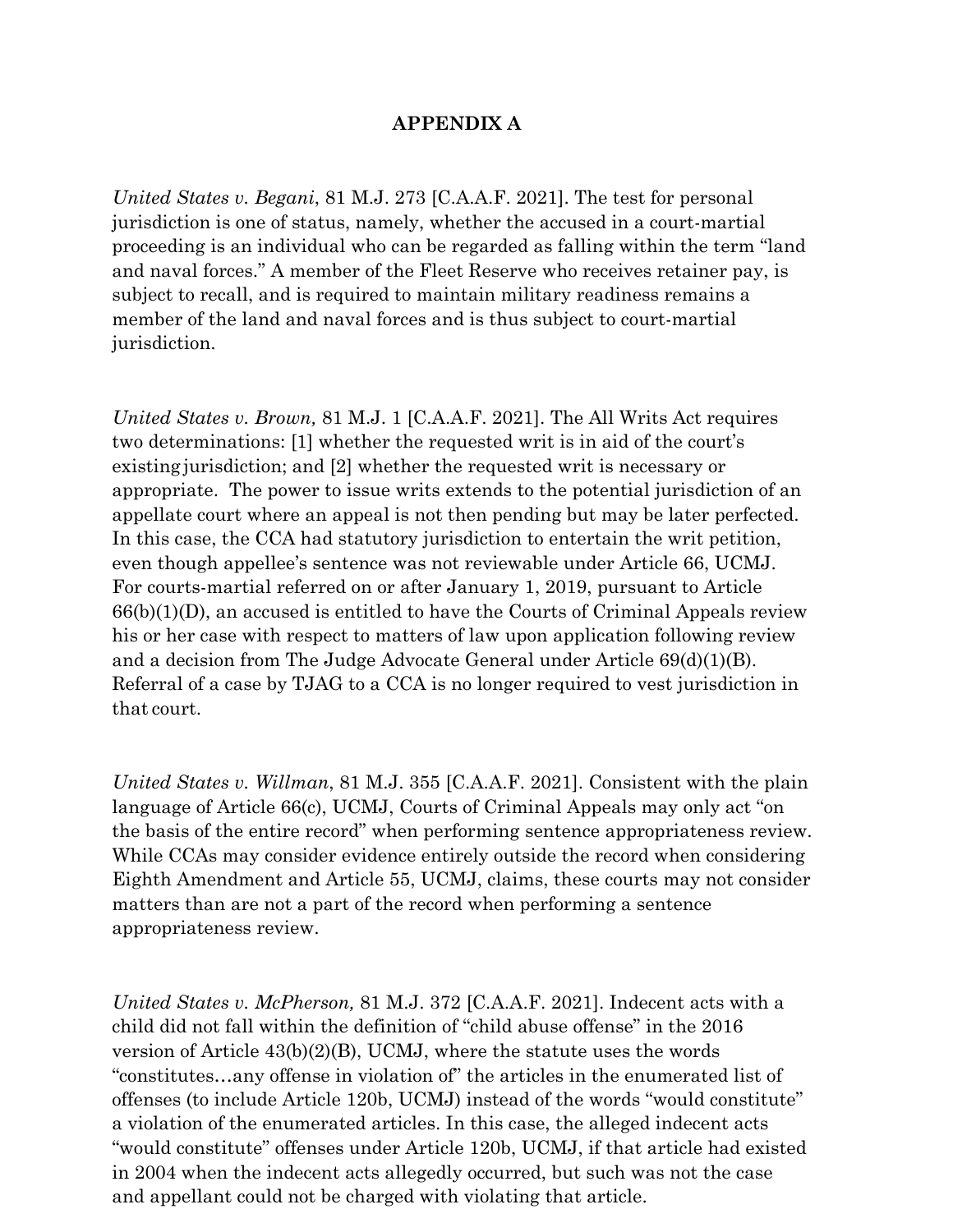## APPENDIX A

*United States v. Begani*, 81 M.J. 273 [C.A.A.F. 2021]. The test for personal jurisdiction is one of status, namely, whether the accused in a court-martial proceeding is an individual who can be regarded as falling within the term "land and naval forces." A member of the Fleet Reserve who receives retainer pay, is subject to recall, and is required to maintain military readiness remains a member of the land and naval forces and is thus subject to court-martial jurisdiction.

*United States v. Brown,* 81 M.J. 1 [C.A.A.F. 2021]. The All Writs Act requires two determinations: [1] whether the requested writ is in aid of the court's existing jurisdiction; and [2] whether the requested writ is necessary or appropriate. The power to issue writs extends to the potential jurisdiction of an appellate court where an appeal is not then pending but may be later perfected. In this case, the CCA had statutory jurisdiction to entertain the writ petition, even though appellee's sentence was not reviewable under Article 66, UCMJ. For courts-martial referred on or after January 1, 2019, pursuant to Article 66(b)(1)(D), an accused is entitled to have the Courts of Criminal Appeals review his or her case with respect to matters of law upon application following review and a decision from The Judge Advocate General under Article 69(d)(1)(B). Referral of a case by TJAG to a CCA is no longer required to vest jurisdiction in that court.

*United States v. Willman*, 81 M.J. 355 [C.A.A.F. 2021]. Consistent with the plain language of Article 66(c), UCMJ, Courts of Criminal Appeals may only act "on the basis of the entire record" when performing sentence appropriateness review. While CCAs may consider evidence entirely outside the record when considering Eighth Amendment and Article 55, UCMJ, claims, these courts may not consider matters than are not a part of the record when performing a sentence appropriateness review.

*United States v. McPherson,* 81 M.J. 372 [C.A.A.F. 2021]. Indecent acts with a child did not fall within the definition of "child abuse offense" in the 2016 version of Article 43(b)(2)(B), UCMJ, where the statute uses the words "constitutes…any offense in violation of" the articles in the enumerated list of offenses (to include Article 120b, UCMJ) instead of the words "would constitute" a violation of the enumerated articles. In this case, the alleged indecent acts "would constitute" offenses under Article 120b, UCMJ, if that article had existed in 2004 when the indecent acts allegedly occurred, but such was not the case and appellant could not be charged with violating that article.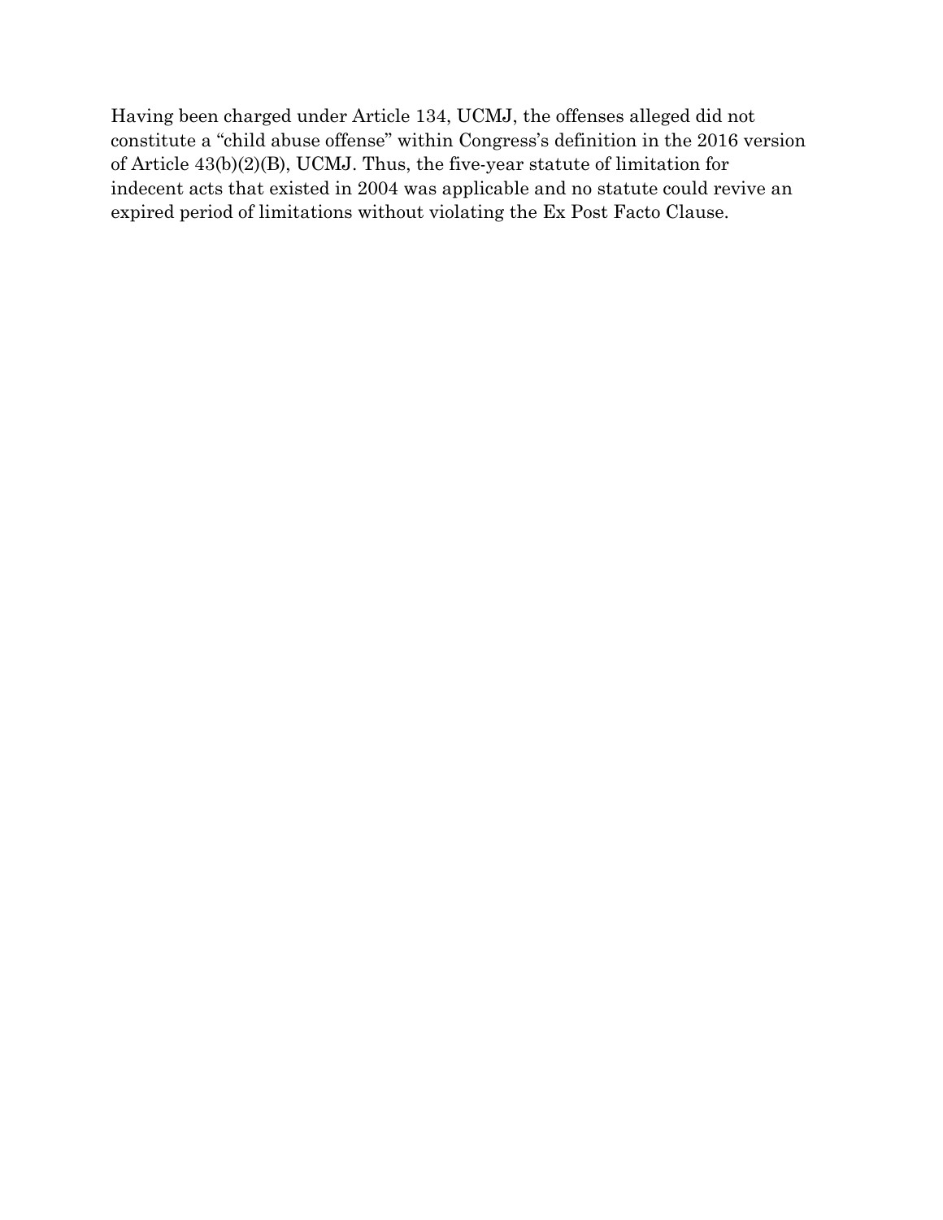Having been charged under Article 134, UCMJ, the offenses alleged did not constitute a "child abuse offense" within Congress's definition in the 2016 version of Article 43(b)(2)(B), UCMJ. Thus, the five-year statute of limitation for indecent acts that existed in 2004 was applicable and no statute could revive an expired period of limitations without violating the Ex Post Facto Clause.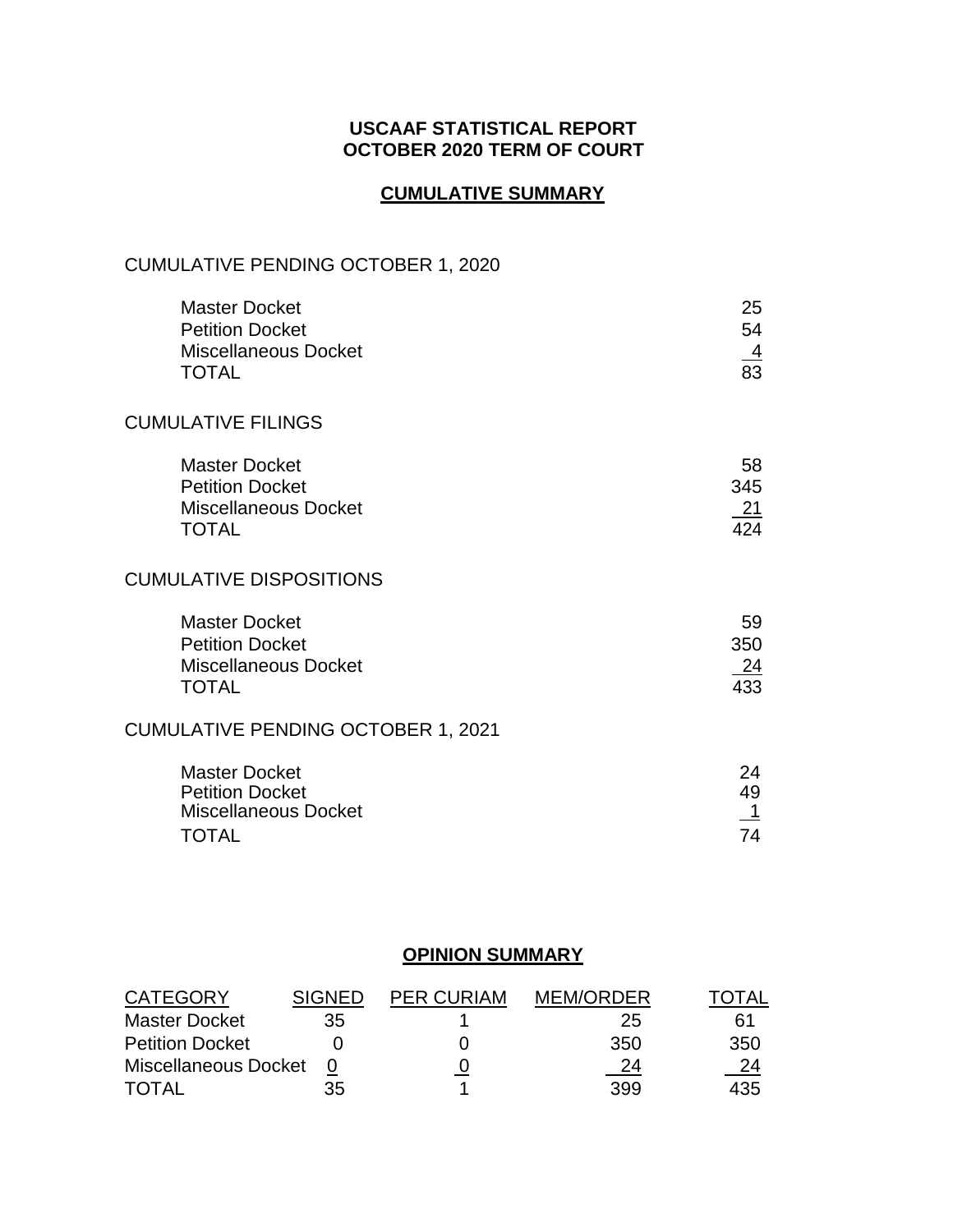# USCAAF STATISTICAL REPORT
# OCTOBER 2020 TERM OF COURT

## CUMULATIVE SUMMARY

### CUMULATIVE PENDING OCTOBER 1, 2020

| | |
|---|---|
| Master Docket | 25 |
| Petition Docket | 54 |
| Miscellaneous Docket | 4 |
| TOTAL | 83 |

### CUMULATIVE FILINGS

| | |
|---|---|
| Master Docket | 58 |
| Petition Docket | 345 |
| Miscellaneous Docket | 21 |
| TOTAL | 424 |

### CUMULATIVE DISPOSITIONS

| | |
|---|---|
| Master Docket | 59 |
| Petition Docket | 350 |
| Miscellaneous Docket | 24 |
| TOTAL | 433 |

### CUMULATIVE PENDING OCTOBER 1, 2021

| | |
|---|---|
| Master Docket | 24 |
| Petition Docket | 49 |
| Miscellaneous Docket | 1 |
| TOTAL | 74 |

## OPINION SUMMARY

| CATEGORY | SIGNED | PER CURIAM | MEM/ORDER | TOTAL |
|---|---|---|---|---|
| Master Docket | 35 | 1 | 25 | 61 |
| Petition Docket | 0 | 0 | 350 | 350 |
| Miscellaneous Docket | 0 | 0 | 24 | 24 |
| TOTAL | 35 | 1 | 399 | 435 |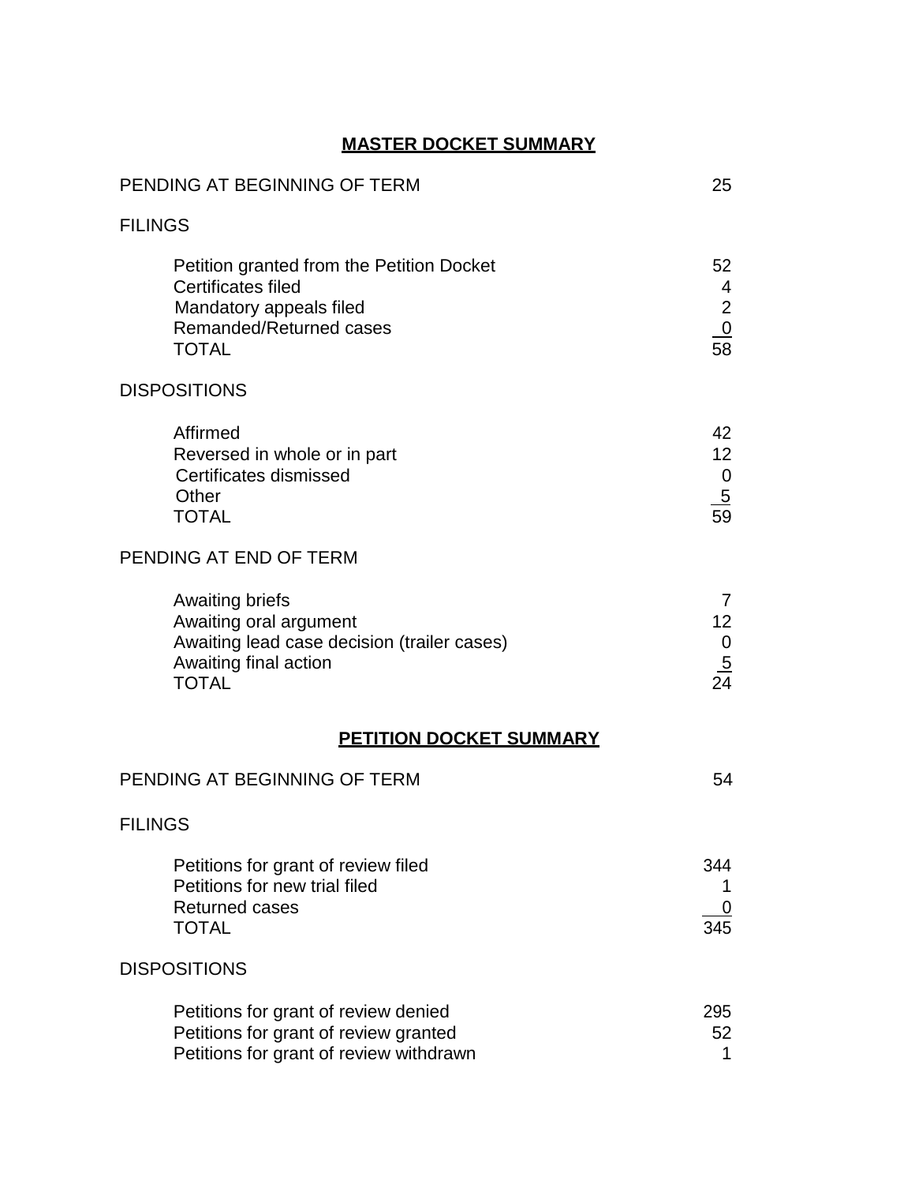## MASTER DOCKET SUMMARY

| | |
|---|---|
| PENDING AT BEGINNING OF TERM | 25 |
| **FILINGS** | |
| Petition granted from the Petition Docket | 52 |
| Certificates filed | 4 |
| Mandatory appeals filed | 2 |
| Remanded/Returned cases | 0 |
| TOTAL | 58 |
| **DISPOSITIONS** | |
| Affirmed | 42 |
| Reversed in whole or in part | 12 |
| Certificates dismissed | 0 |
| Other | 5 |
| TOTAL | 59 |
| **PENDING AT END OF TERM** | |
| Awaiting briefs | 7 |
| Awaiting oral argument | 12 |
| Awaiting lead case decision (trailer cases) | 0 |
| Awaiting final action | 5 |
| TOTAL | 24 |

## PETITION DOCKET SUMMARY

| | |
|---|---|
| PENDING AT BEGINNING OF TERM | 54 |
| **FILINGS** | |
| Petitions for grant of review filed | 344 |
| Petitions for new trial filed | 1 |
| Returned cases | 0 |
| TOTAL | 345 |
| **DISPOSITIONS** | |
| Petitions for grant of review denied | 295 |
| Petitions for grant of review granted | 52 |
| Petitions for grant of review withdrawn | 1 |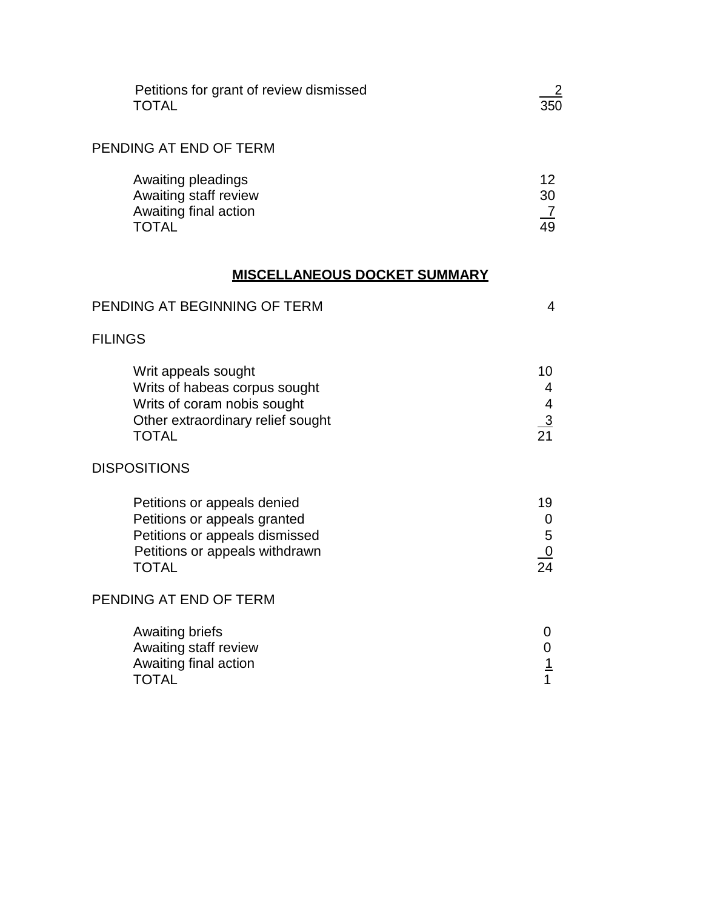| | |
|---|---|
| Petitions for grant of review dismissed | 2 |
| TOTAL | 350 |

PENDING AT END OF TERM

| | |
|---|---|
| Awaiting pleadings | 12 |
| Awaiting staff review | 30 |
| Awaiting final action | 7 |
| TOTAL | 49 |

## **MISCELLANEOUS DOCKET SUMMARY**

| | |
|---|---|
| PENDING AT BEGINNING OF TERM | 4 |

FILINGS

| | |
|---|---|
| Writ appeals sought | 10 |
| Writs of habeas corpus sought | 4 |
| Writs of coram nobis sought | 4 |
| Other extraordinary relief sought | 3 |
| TOTAL | 21 |

DISPOSITIONS

| | |
|---|---|
| Petitions or appeals denied | 19 |
| Petitions or appeals granted | 0 |
| Petitions or appeals dismissed | 5 |
| Petitions or appeals withdrawn | 0 |
| TOTAL | 24 |

PENDING AT END OF TERM

| | |
|---|---|
| Awaiting briefs | 0 |
| Awaiting staff review | 0 |
| Awaiting final action | 1 |
| TOTAL | 1 |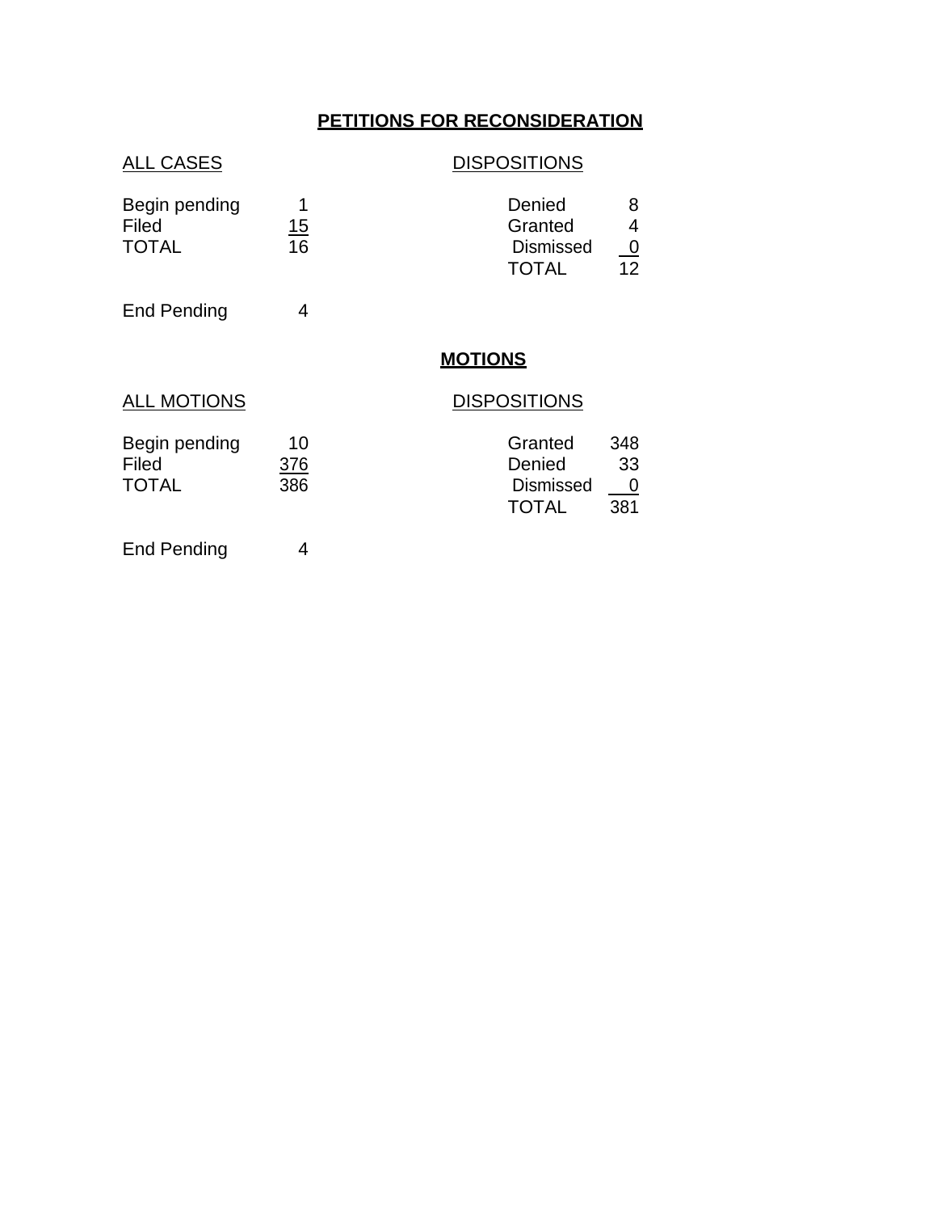## PETITIONS FOR RECONSIDERATION

| ALL CASES | | DISPOSITIONS | |
|---|---|---|---|
| Begin pending | 1 | Denied | 8 |
| Filed | 15 | Granted | 4 |
| TOTAL | 16 | Dismissed | 0 |
| | | TOTAL | 12 |
| End Pending | 4 | | |

## MOTIONS

| ALL MOTIONS | | DISPOSITIONS | |
|---|---|---|---|
| Begin pending | 10 | Granted | 348 |
| Filed | 376 | Denied | 33 |
| TOTAL | 386 | Dismissed | 0 |
| | | TOTAL | 381 |
| End Pending | 4 | | |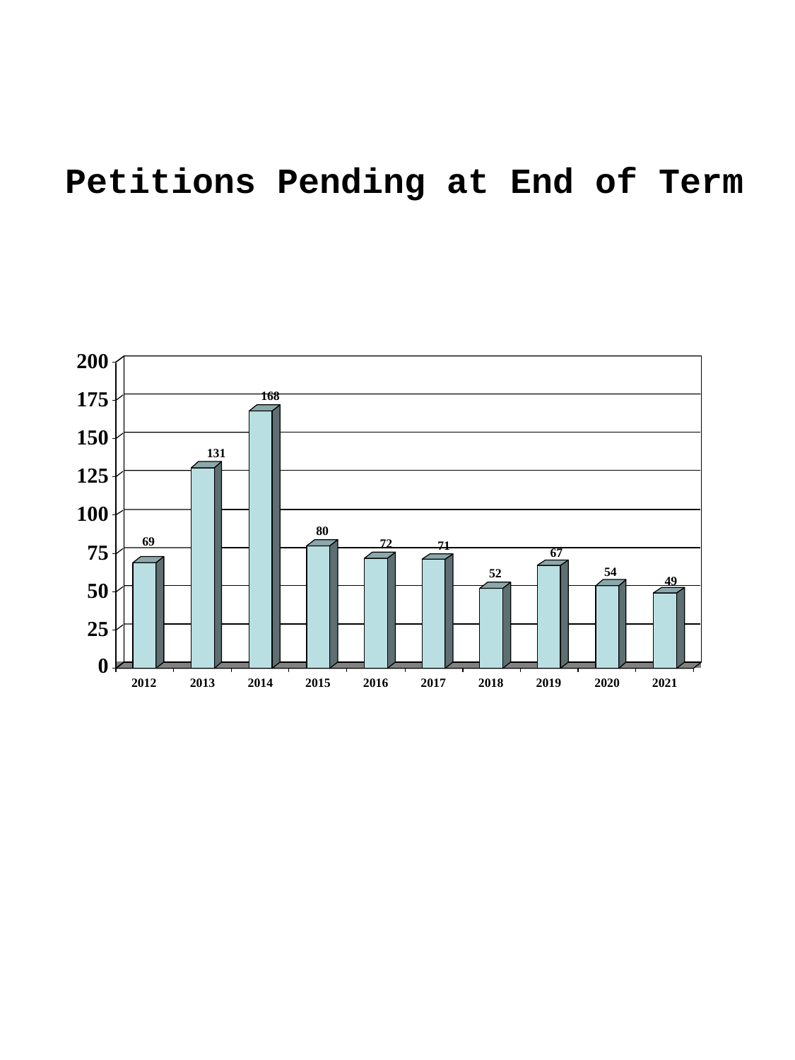# Petitions Pending at End of Term

| Year | Petitions Pending |
|---|---|
| 2012 | 69 |
| 2013 | 131 |
| 2014 | 168 |
| 2015 | 80 |
| 2016 | 72 |
| 2017 | 71 |
| 2018 | 52 |
| 2019 | 67 |
| 2020 | 54 |
| 2021 | 49 |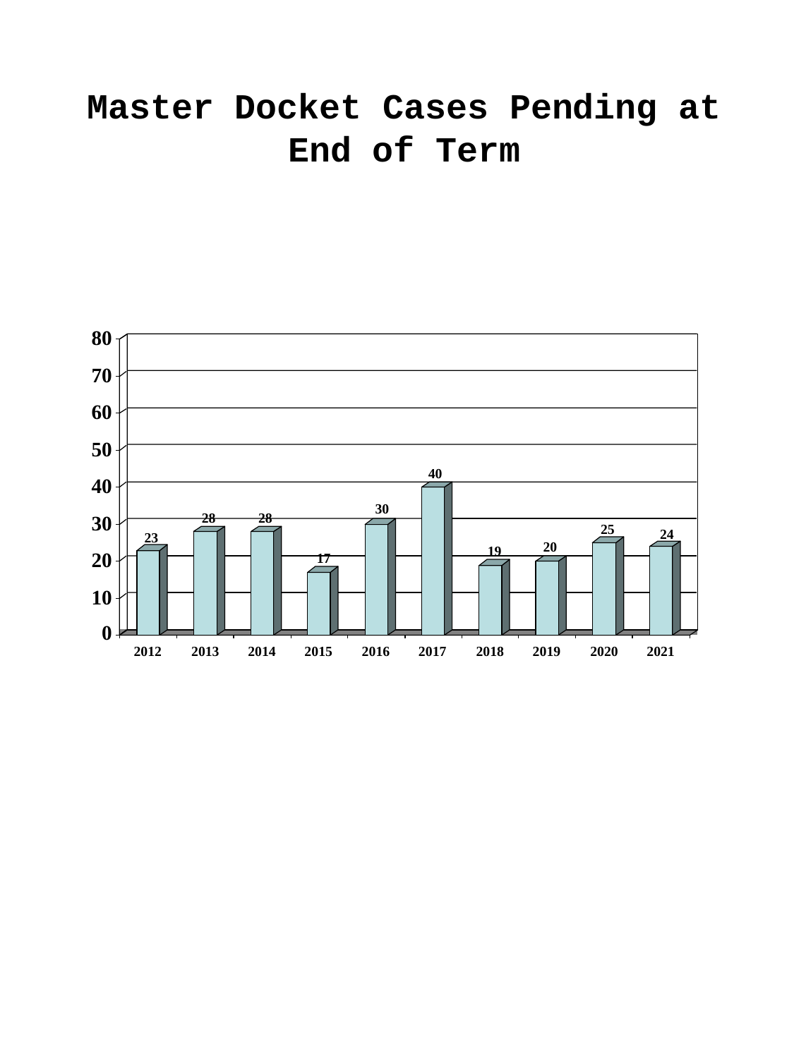# Master Docket Cases Pending at End of Term

| Year | Cases |
|---|---|
| 2012 | 23 |
| 2013 | 28 |
| 2014 | 28 |
| 2015 | 17 |
| 2016 | 30 |
| 2017 | 40 |
| 2018 | 19 |
| 2019 | 20 |
| 2020 | 25 |
| 2021 | 24 |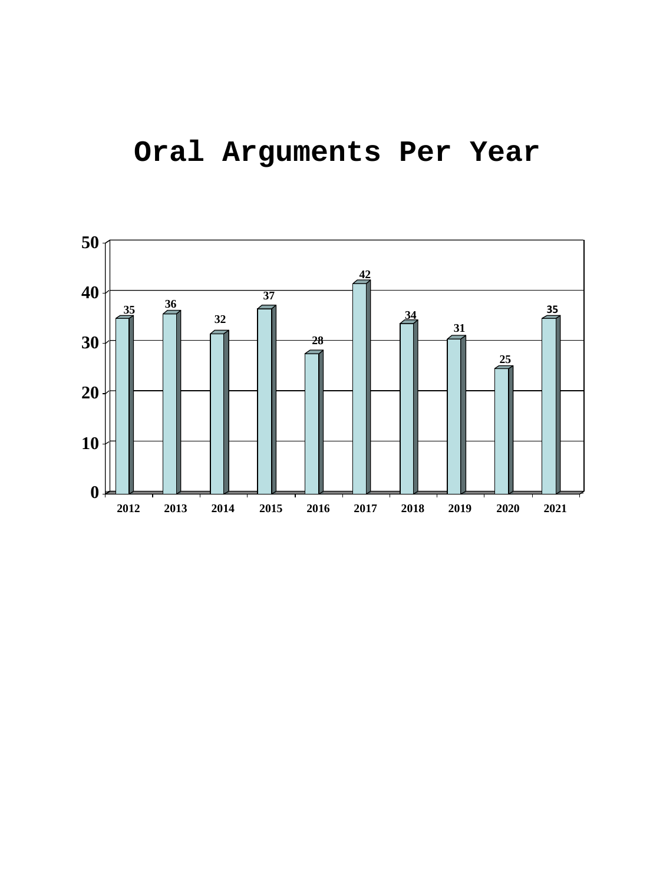# Oral Arguments Per Year

| Year | Oral Arguments |
|---|---|
| 2012 | 35 |
| 2013 | 36 |
| 2014 | 32 |
| 2015 | 37 |
| 2016 | 28 |
| 2017 | 42 |
| 2018 | 34 |
| 2019 | 31 |
| 2020 | 25 |
| 2021 | 35 |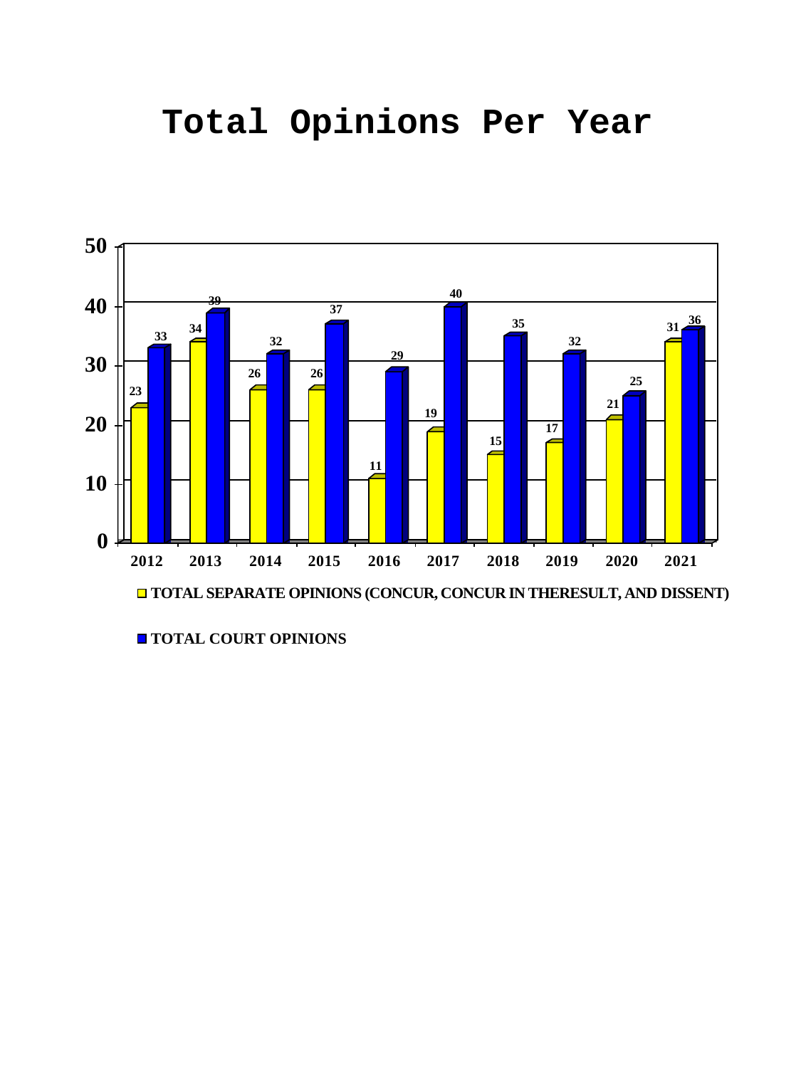# Total Opinions Per Year

| Year | TOTAL SEPARATE OPINIONS (CONCUR, CONCUR IN THERESULT, AND DISSENT) | TOTAL COURT OPINIONS |
|---|---|---|
| 2012 | 23 | 33 |
| 2013 | 34 | 39 |
| 2014 | 26 | 32 |
| 2015 | 26 | 37 |
| 2016 | 11 | 29 |
| 2017 | 19 | 40 |
| 2018 | 15 | 35 |
| 2019 | 17 | 32 |
| 2020 | 21 | 25 |
| 2021 | 31 | 36 |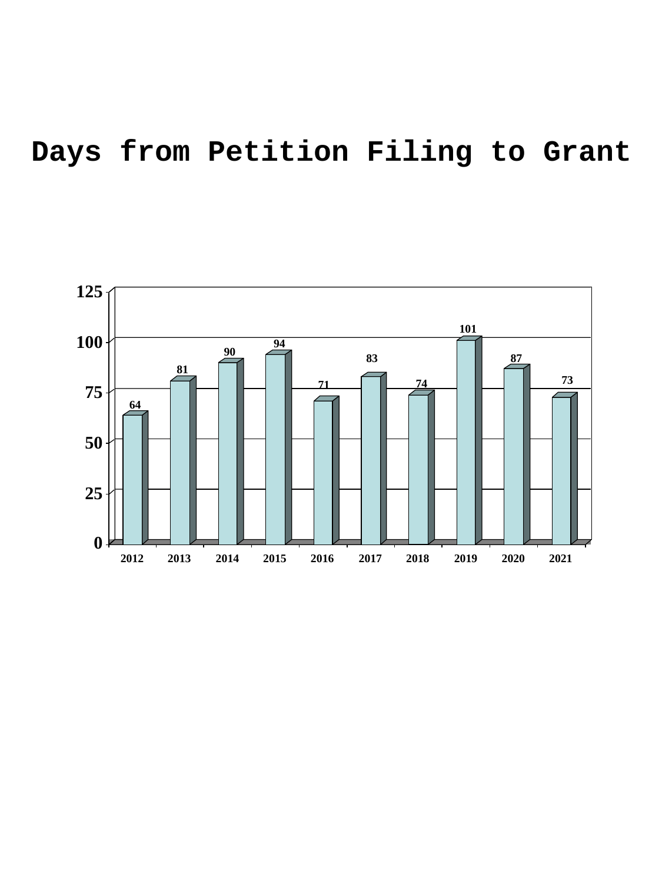# Days from Petition Filing to Grant

| Year | Days |
|---|---|
| 2012 | 64 |
| 2013 | 81 |
| 2014 | 90 |
| 2015 | 94 |
| 2016 | 71 |
| 2017 | 83 |
| 2018 | 74 |
| 2019 | 101 |
| 2020 | 87 |
| 2021 | 73 |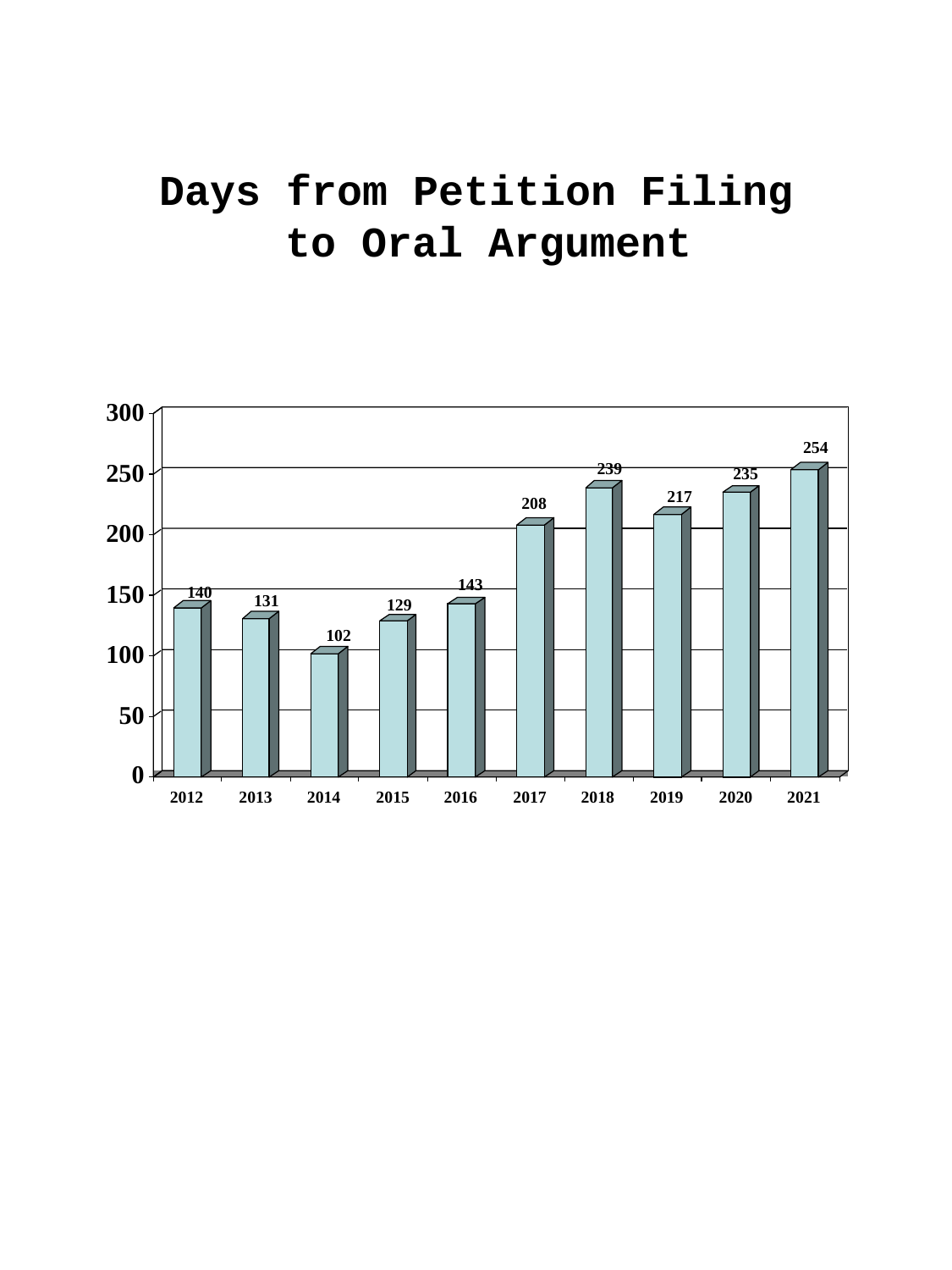# Days from Petition Filing to Oral Argument

| Year | Days |
|---|---|
| 2012 | 140 |
| 2013 | 131 |
| 2014 | 102 |
| 2015 | 129 |
| 2016 | 143 |
| 2017 | 208 |
| 2018 | 239 |
| 2019 | 217 |
| 2020 | 235 |
| 2021 | 254 |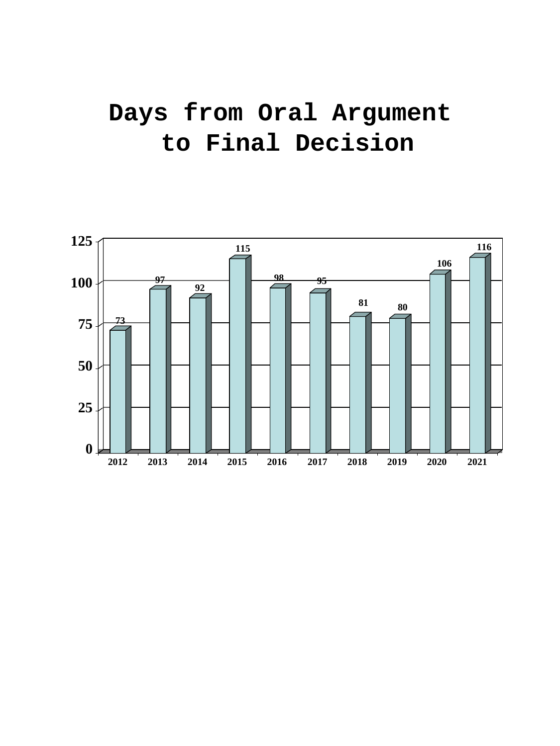# Days from Oral Argument to Final Decision

| Year | Days |
|---|---|
| 2012 | 73 |
| 2013 | 97 |
| 2014 | 92 |
| 2015 | 115 |
| 2016 | 98 |
| 2017 | 95 |
| 2018 | 81 |
| 2019 | 80 |
| 2020 | 106 |
| 2021 | 116 |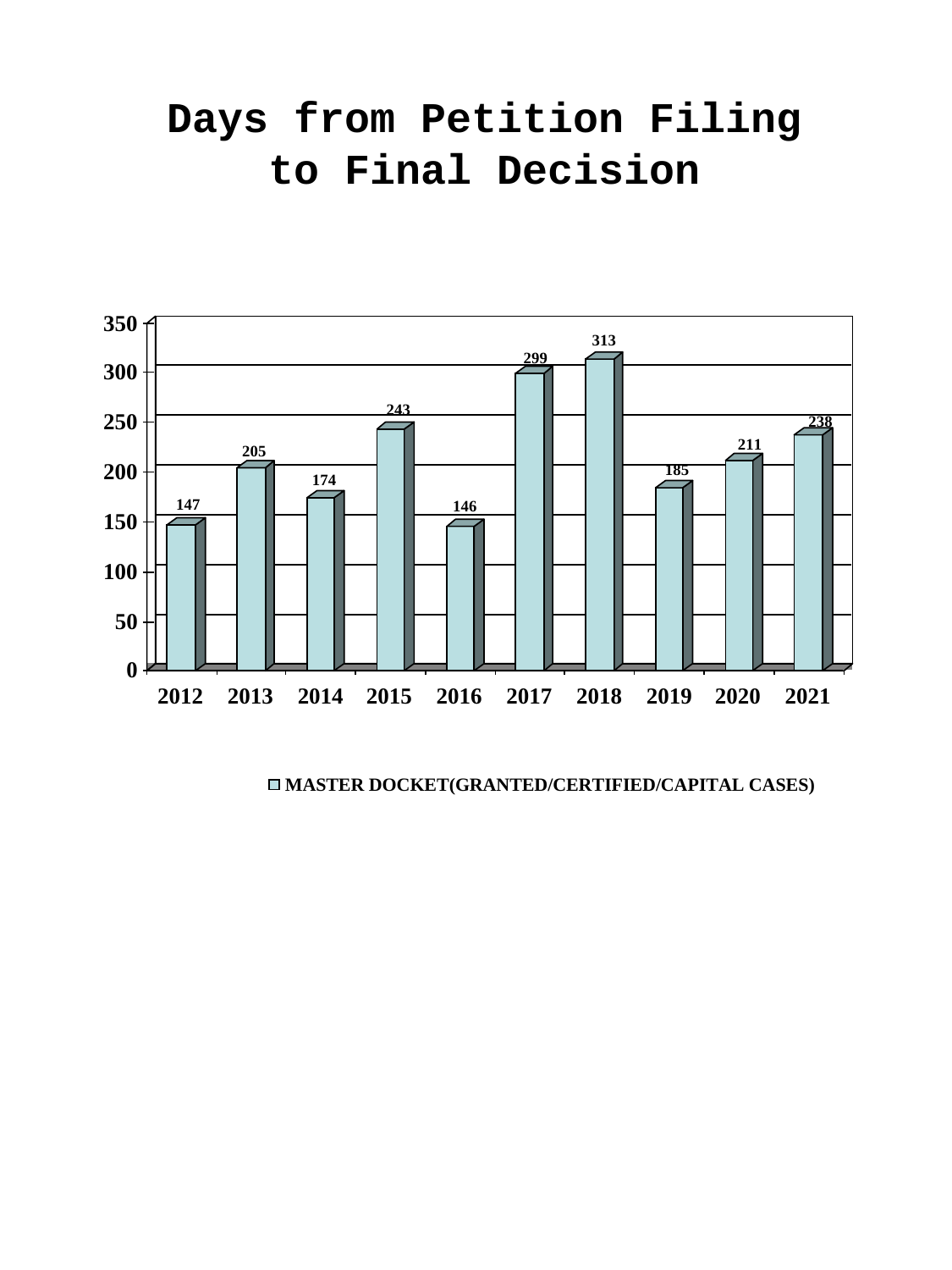# Days from Petition Filing to Final Decision

| Year | MASTER DOCKET(GRANTED/CERTIFIED/CAPITAL CASES) |
| --- | --- |
| 2012 | 147 |
| 2013 | 205 |
| 2014 | 174 |
| 2015 | 243 |
| 2016 | 146 |
| 2017 | 299 |
| 2018 | 313 |
| 2019 | 185 |
| 2020 | 211 |
| 2021 | 238 |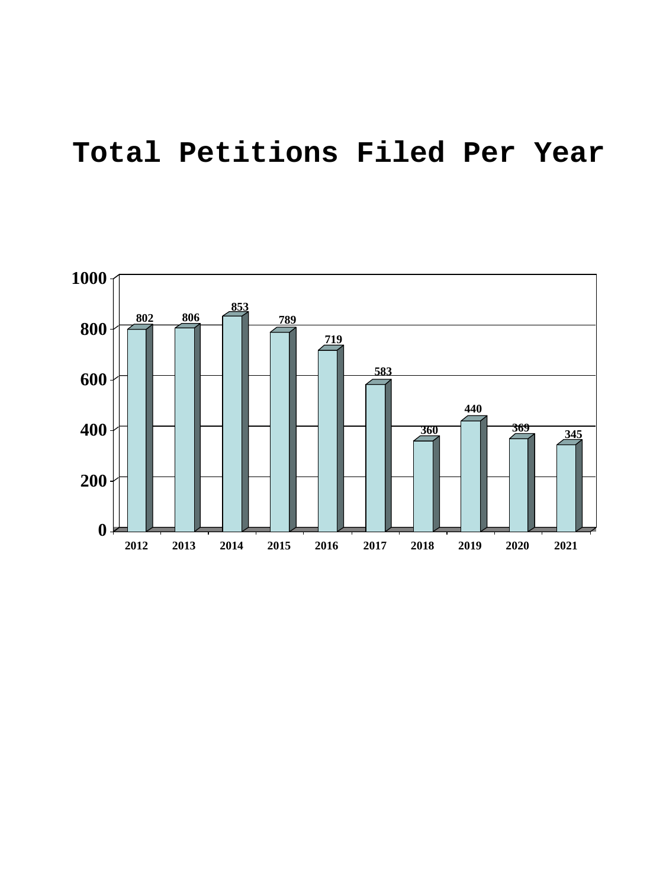# Total Petitions Filed Per Year

1000
800
600
400
200
0

802
806
853
789
719
583
360
440
369
345

2012
2013
2014
2015
2016
2017
2018
2019
2020
2021